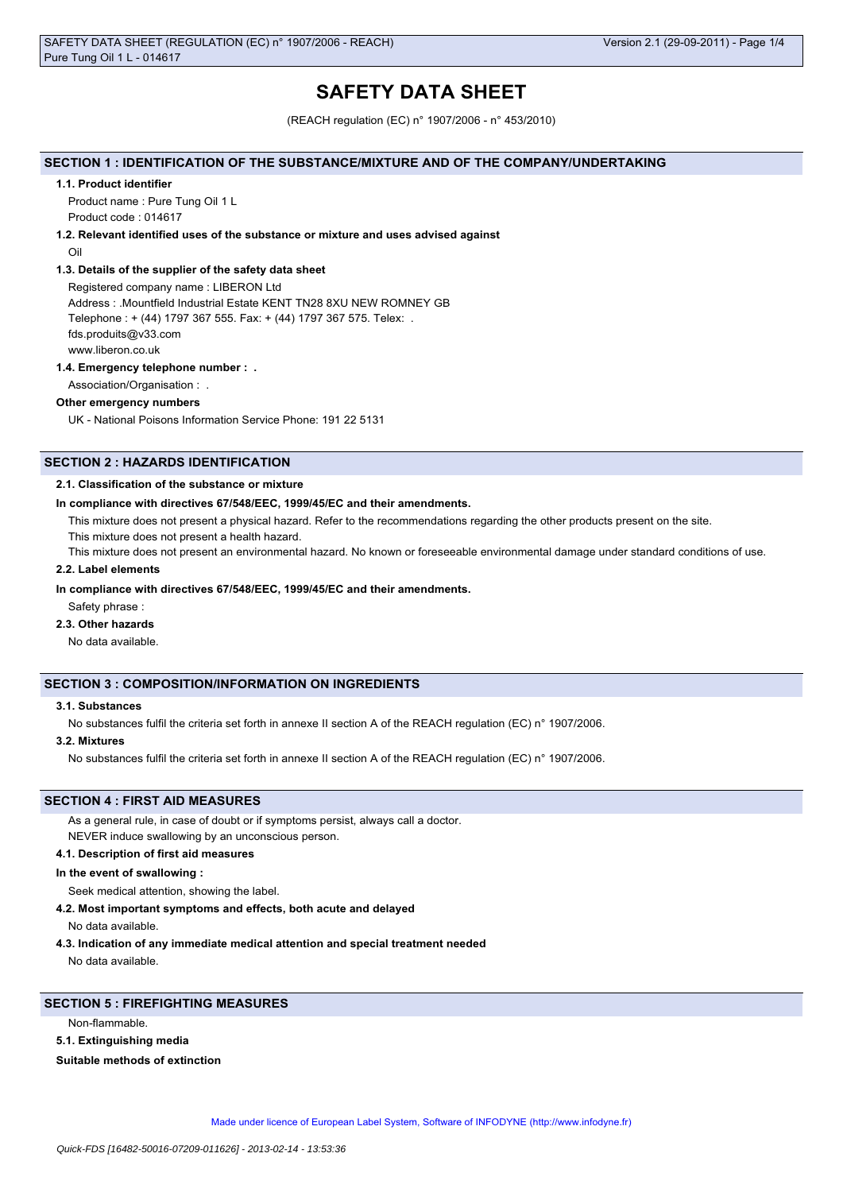# SAFETY DATA SHEET

(REACH regulation (EC) n° 1907/2006 - n° 453/2010)

## SECTION 1 : IDENTIFICATION OF THE SUBSTANCE/MIXTURE AND OF THE COMPANY/UNDERTAKING

### 1.1. Product identifier

Product name : Pure Tung Oil 1 L

Product code : 014617

### 1.2. Relevant identified uses of the substance or mixture and uses advised against

Oil

### 1.3. Details of the supplier of the safety data sheet

Registered company name : LIBERON Ltd

Address : .Mountfield Industrial Estate KENT TN28 8XU NEW ROMNEY GB

Telephone : + (44) 1797 367 555. Fax: + (44) 1797 367 575. Telex: .

fds.produits@v33.com

www.liberon.co.uk

### 1.4. Emergency telephone number : .

Association/Organisation : .

**Other emergency numbers**

UK - National Poisons Information Service Phone: 191 22 5131

## SECTION 2 : HAZARDS IDENTIFICATION

### 2.1. Classification of the substance or mixture

**In compliance with directives 67/548/EEC, 1999/45/EC and their amendments.**

This mixture does not present a physical hazard. Refer to the recommendations regarding the other products present on the site.

This mixture does not present a health hazard.

This mixture does not present an environmental hazard. No known or foreseeable environmental damage under standard conditions of use.

### 2.2. Label elements

**In compliance with directives 67/548/EEC, 1999/45/EC and their amendments.**

Safety phrase :

### 2.3. Other hazards

No data available.

## SECTION 3 : COMPOSITION/INFORMATION ON INGREDIENTS

### 3.1. Substances

No substances fulfil the criteria set forth in annexe II section A of the REACH regulation (EC) n° 1907/2006.

### 3.2. Mixtures

No substances fulfil the criteria set forth in annexe II section A of the REACH regulation (EC) n° 1907/2006.

## SECTION 4 : FIRST AID MEASURES

As a general rule, in case of doubt or if symptoms persist, always call a doctor.

NEVER induce swallowing by an unconscious person.

### 4.1. Description of first aid measures

**In the event of swallowing :**

Seek medical attention, showing the label.

### 4.2. Most important symptoms and effects, both acute and delayed

No data available.

### 4.3. Indication of any immediate medical attention and special treatment needed

No data available.

## SECTION 5 : FIREFIGHTING MEASURES

Non-flammable.

### 5.1. Extinguishing media

**Suitable methods of extinction**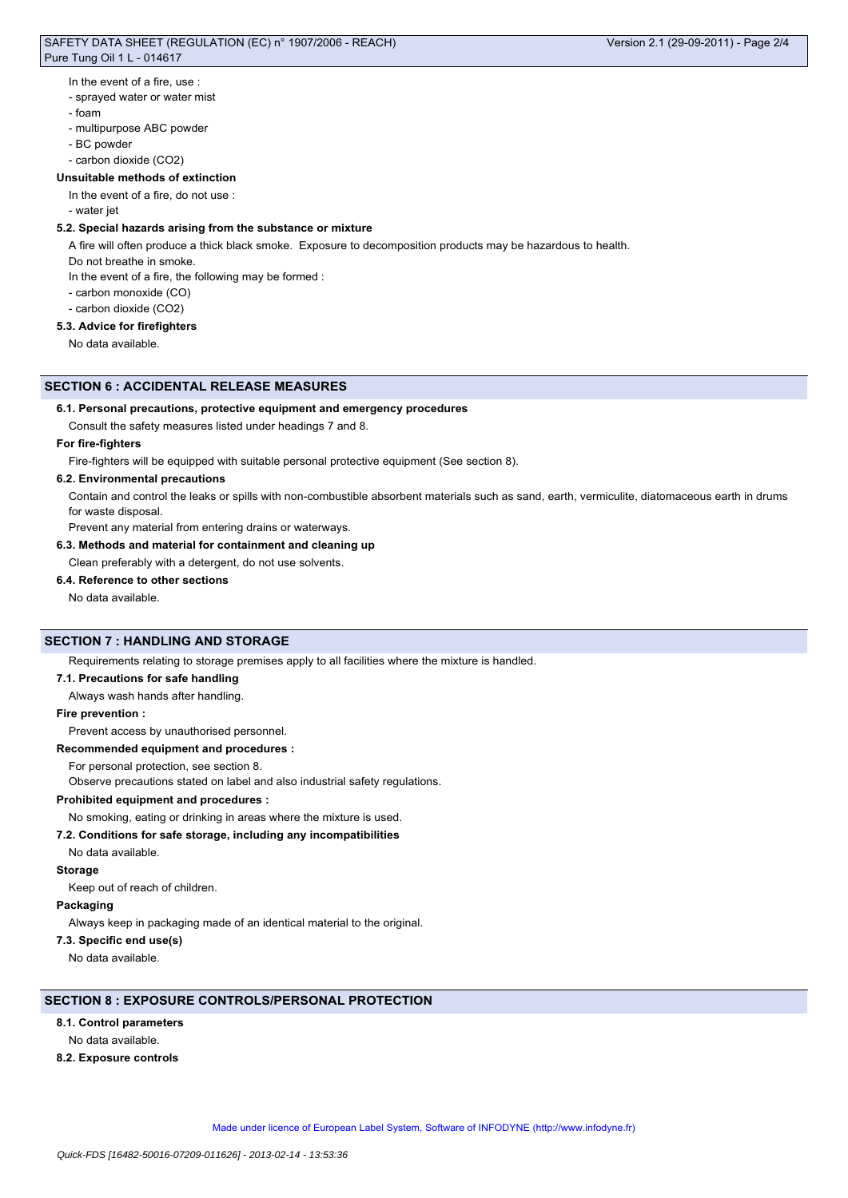In the event of a fire, use :

- sprayed water or water mist
- foam
- multipurpose ABC powder
- BC powder
- carbon dioxide ($CO_2$)

**Unsuitable methods of extinction**

In the event of a fire, do not use :

- water jet

**5.2. Special hazards arising from the substance or mixture**

A fire will often produce a thick black smoke. Exposure to decomposition products may be hazardous to health.

Do not breathe in smoke.

In the event of a fire, the following may be formed :

- carbon monoxide (CO)
- carbon dioxide ($CO_2$)

**5.3. Advice for firefighters**

No data available.

## SECTION 6 : ACCIDENTAL RELEASE MEASURES

**6.1. Personal precautions, protective equipment and emergency procedures**

Consult the safety measures listed under headings 7 and 8.

**For fire-fighters**

Fire-fighters will be equipped with suitable personal protective equipment (See section 8).

**6.2. Environmental precautions**

Contain and control the leaks or spills with non-combustible absorbent materials such as sand, earth, vermiculite, diatomaceous earth in drums for waste disposal.

Prevent any material from entering drains or waterways.

**6.3. Methods and material for containment and cleaning up**

Clean preferably with a detergent, do not use solvents.

**6.4. Reference to other sections**

No data available.

## SECTION 7 : HANDLING AND STORAGE

Requirements relating to storage premises apply to all facilities where the mixture is handled.

**7.1. Precautions for safe handling**

Always wash hands after handling.

**Fire prevention :**

Prevent access by unauthorised personnel.

**Recommended equipment and procedures :**

For personal protection, see section 8.

Observe precautions stated on label and also industrial safety regulations.

**Prohibited equipment and procedures :**

No smoking, eating or drinking in areas where the mixture is used.

**7.2. Conditions for safe storage, including any incompatibilities**

No data available.

**Storage**

Keep out of reach of children.

**Packaging**

Always keep in packaging made of an identical material to the original.

**7.3. Specific end use(s)**

No data available.

## SECTION 8 : EXPOSURE CONTROLS/PERSONAL PROTECTION

**8.1. Control parameters**

No data available.

**8.2. Exposure controls**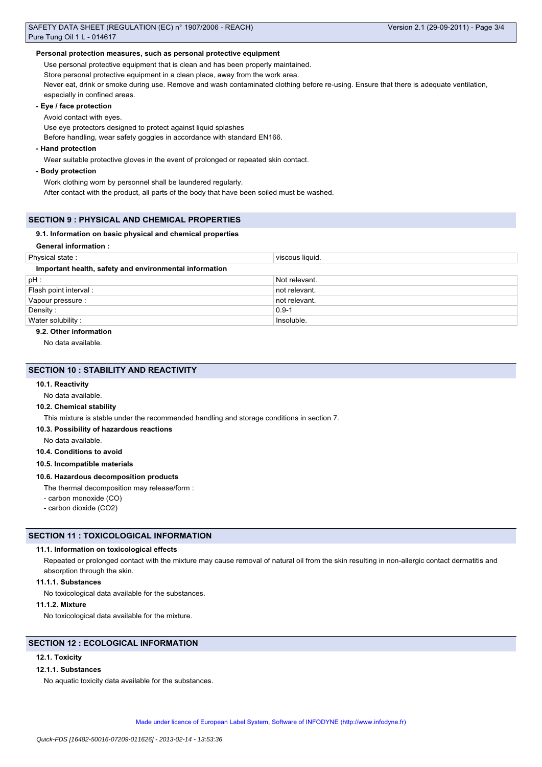**Personal protection measures, such as personal protective equipment**

Use personal protective equipment that is clean and has been properly maintained.

Store personal protective equipment in a clean place, away from the work area.

Never eat, drink or smoke during use. Remove and wash contaminated clothing before re-using. Ensure that there is adequate ventilation, especially in confined areas.

**- Eye / face protection**

Avoid contact with eyes.

Use eye protectors designed to protect against liquid splashes

Before handling, wear safety goggles in accordance with standard EN166.

**- Hand protection**

Wear suitable protective gloves in the event of prolonged or repeated skin contact.

**- Body protection**

Work clothing worn by personnel shall be laundered regularly.

After contact with the product, all parts of the body that have been soiled must be washed.

## SECTION 9 : PHYSICAL AND CHEMICAL PROPERTIES

### 9.1. Information on basic physical and chemical properties

**General information :**

| Physical state : | viscous liquid. |
|---|---|

**Important health, safety and environmental information**

| pH : | Not relevant. |
|---|---|
| Flash point interval : | not relevant. |
| Vapour pressure : | not relevant. |
| Density : | 0.9-1 |
| Water solubility : | Insoluble. |

### 9.2. Other information

No data available.

## SECTION 10 : STABILITY AND REACTIVITY

### 10.1. Reactivity

No data available.

### 10.2. Chemical stability

This mixture is stable under the recommended handling and storage conditions in section 7.

### 10.3. Possibility of hazardous reactions

No data available.

### 10.4. Conditions to avoid

### 10.5. Incompatible materials

### 10.6. Hazardous decomposition products

The thermal decomposition may release/form :

- carbon monoxide (CO)
- carbon dioxide ($CO_2$)

## SECTION 11 : TOXICOLOGICAL INFORMATION

### 11.1. Information on toxicological effects

Repeated or prolonged contact with the mixture may cause removal of natural oil from the skin resulting in non-allergic contact dermatitis and absorption through the skin.

### 11.1.1. Substances

No toxicological data available for the substances.

### 11.1.2. Mixture

No toxicological data available for the mixture.

## SECTION 12 : ECOLOGICAL INFORMATION

### 12.1. Toxicity

### 12.1.1. Substances

No aquatic toxicity data available for the substances.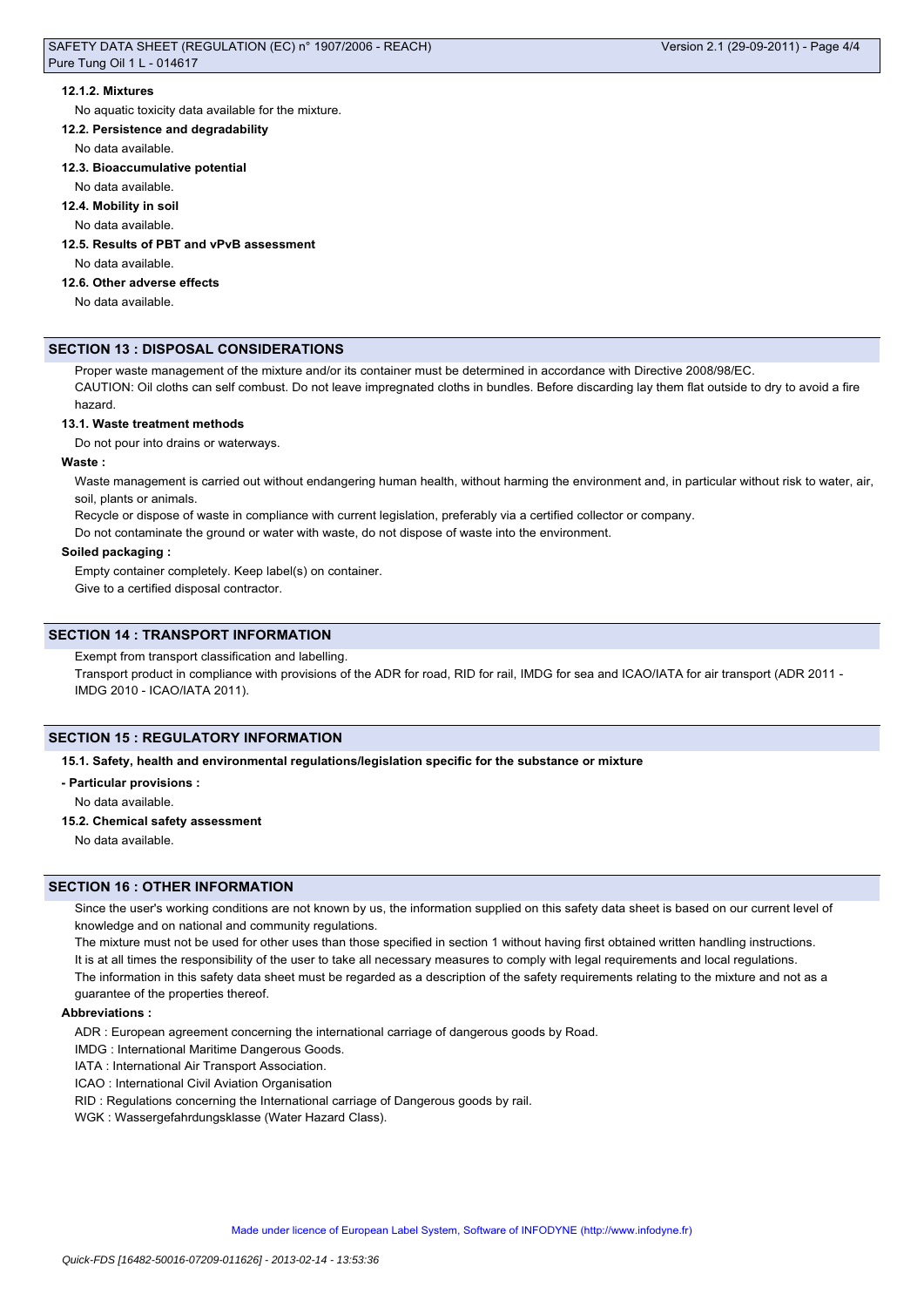#### 12.1.2. Mixtures

No aquatic toxicity data available for the mixture.

#### 12.2. Persistence and degradability

No data available.

#### 12.3. Bioaccumulative potential

No data available.

#### 12.4. Mobility in soil

No data available.

#### 12.5. Results of PBT and vPvB assessment

No data available.

#### 12.6. Other adverse effects

No data available.

## SECTION 13 : DISPOSAL CONSIDERATIONS

Proper waste management of the mixture and/or its container must be determined in accordance with Directive 2008/98/EC.

CAUTION: Oil cloths can self combust. Do not leave impregnated cloths in bundles. Before discarding lay them flat outside to dry to avoid a fire hazard.

#### 13.1. Waste treatment methods

Do not pour into drains or waterways.

**Waste :**

Waste management is carried out without endangering human health, without harming the environment and, in particular without risk to water, air, soil, plants or animals.

Recycle or dispose of waste in compliance with current legislation, preferably via a certified collector or company.

Do not contaminate the ground or water with waste, do not dispose of waste into the environment.

**Soiled packaging :**

Empty container completely. Keep label(s) on container.

Give to a certified disposal contractor.

## SECTION 14 : TRANSPORT INFORMATION

Exempt from transport classification and labelling.

Transport product in compliance with provisions of the ADR for road, RID for rail, IMDG for sea and ICAO/IATA for air transport (ADR 2011 - IMDG 2010 - ICAO/IATA 2011).

## SECTION 15 : REGULATORY INFORMATION

#### 15.1. Safety, health and environmental regulations/legislation specific for the substance or mixture

**- Particular provisions :**

No data available.

#### 15.2. Chemical safety assessment

No data available.

## SECTION 16 : OTHER INFORMATION

Since the user's working conditions are not known by us, the information supplied on this safety data sheet is based on our current level of knowledge and on national and community regulations.

The mixture must not be used for other uses than those specified in section 1 without having first obtained written handling instructions.

It is at all times the responsibility of the user to take all necessary measures to comply with legal requirements and local regulations.

The information in this safety data sheet must be regarded as a description of the safety requirements relating to the mixture and not as a guarantee of the properties thereof.

**Abbreviations :**

ADR : European agreement concerning the international carriage of dangerous goods by Road.

IMDG : International Maritime Dangerous Goods.

IATA : International Air Transport Association.

ICAO : International Civil Aviation Organisation

RID : Regulations concerning the International carriage of Dangerous goods by rail.

WGK : Wassergefahrdungsklasse (Water Hazard Class).

Made under licence of European Label System, Software of INFODYNE (http://www.infodyne.fr)